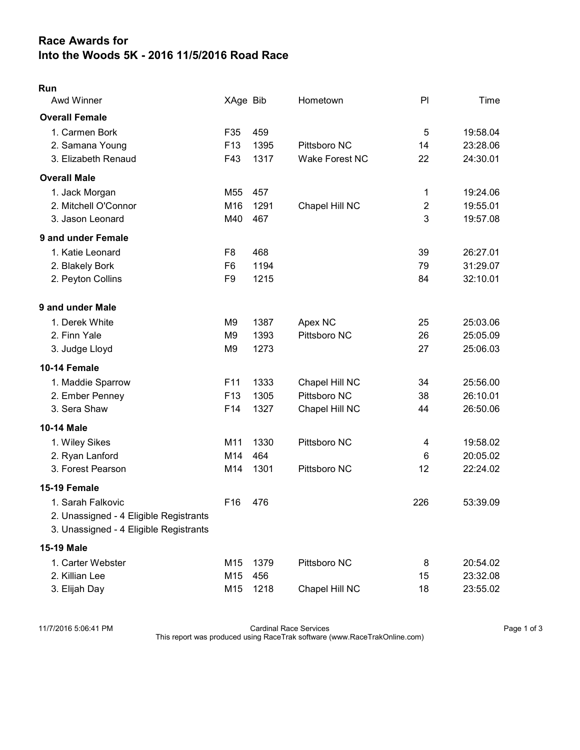# Race Awards for
# Into the Woods 5K - 2016 11/5/2016 Road Race

## Run

| Awd Winner | XAge | Bib | Hometown | Pl | Time |
|---|---|---|---|---|---|
| **Overall Female** | | | | | |
| 1. Carmen Bork | F35 | 459 | | 5 | 19:58.04 |
| 2. Samana Young | F13 | 1395 | Pittsboro NC | 14 | 23:28.06 |
| 3. Elizabeth Renaud | F43 | 1317 | Wake Forest NC | 22 | 24:30.01 |
| **Overall Male** | | | | | |
| 1. Jack Morgan | M55 | 457 | | 1 | 19:24.06 |
| 2. Mitchell O'Connor | M16 | 1291 | Chapel Hill NC | 2 | 19:55.01 |
| 3. Jason Leonard | M40 | 467 | | 3 | 19:57.08 |
| **9 and under Female** | | | | | |
| 1. Katie Leonard | F8 | 468 | | 39 | 26:27.01 |
| 2. Blakely Bork | F6 | 1194 | | 79 | 31:29.07 |
| 2. Peyton Collins | F9 | 1215 | | 84 | 32:10.01 |
| **9 and under Male** | | | | | |
| 1. Derek White | M9 | 1387 | Apex NC | 25 | 25:03.06 |
| 2. Finn Yale | M9 | 1393 | Pittsboro NC | 26 | 25:05.09 |
| 3. Judge Lloyd | M9 | 1273 | | 27 | 25:06.03 |
| **10-14 Female** | | | | | |
| 1. Maddie Sparrow | F11 | 1333 | Chapel Hill NC | 34 | 25:56.00 |
| 2. Ember Penney | F13 | 1305 | Pittsboro NC | 38 | 26:10.01 |
| 3. Sera Shaw | F14 | 1327 | Chapel Hill NC | 44 | 26:50.06 |
| **10-14 Male** | | | | | |
| 1. Wiley Sikes | M11 | 1330 | Pittsboro NC | 4 | 19:58.02 |
| 2. Ryan Lanford | M14 | 464 | | 6 | 20:05.02 |
| 3. Forest Pearson | M14 | 1301 | Pittsboro NC | 12 | 22:24.02 |
| **15-19 Female** | | | | | |
| 1. Sarah Falkovic | F16 | 476 | | 226 | 53:39.09 |
| 2. Unassigned - 4 Eligible Registrants | | | | | |
| 3. Unassigned - 4 Eligible Registrants | | | | | |
| **15-19 Male** | | | | | |
| 1. Carter Webster | M15 | 1379 | Pittsboro NC | 8 | 20:54.02 |
| 2. Killian Lee | M15 | 456 | | 15 | 23:32.08 |
| 3. Elijah Day | M15 | 1218 | Chapel Hill NC | 18 | 23:55.02 |

11/7/2016 5:06:41 PM

Cardinal Race Services
This report was produced using RaceTrak software (www.RaceTrakOnline.com)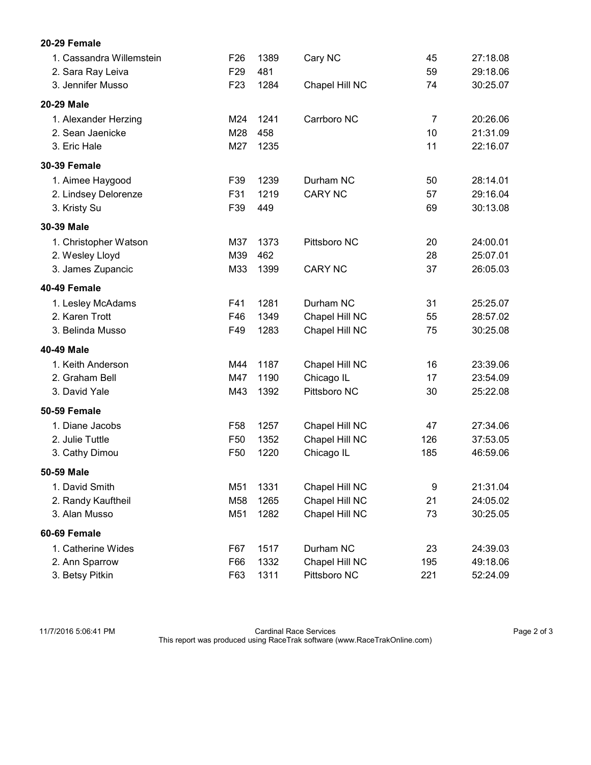**20-29 Female**

| | | | | | |
|---|---|---|---|---|---|
| 1. Cassandra Willemstein | F26 | 1389 | Cary NC | 45 | 27:18.08 |
| 2. Sara Ray Leiva | F29 | 481 | | 59 | 29:18.06 |
| 3. Jennifer Musso | F23 | 1284 | Chapel Hill NC | 74 | 30:25.07 |

**20-29 Male**

| | | | | | |
|---|---|---|---|---|---|
| 1. Alexander Herzing | M24 | 1241 | Carrboro NC | 7 | 20:26.06 |
| 2. Sean Jaenicke | M28 | 458 | | 10 | 21:31.09 |
| 3. Eric Hale | M27 | 1235 | | 11 | 22:16.07 |

**30-39 Female**

| | | | | | |
|---|---|---|---|---|---|
| 1. Aimee Haygood | F39 | 1239 | Durham NC | 50 | 28:14.01 |
| 2. Lindsey Delorenze | F31 | 1219 | CARY NC | 57 | 29:16.04 |
| 3. Kristy Su | F39 | 449 | | 69 | 30:13.08 |

**30-39 Male**

| | | | | | |
|---|---|---|---|---|---|
| 1. Christopher Watson | M37 | 1373 | Pittsboro NC | 20 | 24:00.01 |
| 2. Wesley Lloyd | M39 | 462 | | 28 | 25:07.01 |
| 3. James Zupancic | M33 | 1399 | CARY NC | 37 | 26:05.03 |

**40-49 Female**

| | | | | | |
|---|---|---|---|---|---|
| 1. Lesley McAdams | F41 | 1281 | Durham NC | 31 | 25:25.07 |
| 2. Karen Trott | F46 | 1349 | Chapel Hill NC | 55 | 28:57.02 |
| 3. Belinda Musso | F49 | 1283 | Chapel Hill NC | 75 | 30:25.08 |

**40-49 Male**

| | | | | | |
|---|---|---|---|---|---|
| 1. Keith Anderson | M44 | 1187 | Chapel Hill NC | 16 | 23:39.06 |
| 2. Graham Bell | M47 | 1190 | Chicago IL | 17 | 23:54.09 |
| 3. David Yale | M43 | 1392 | Pittsboro NC | 30 | 25:22.08 |

**50-59 Female**

| | | | | | |
|---|---|---|---|---|---|
| 1. Diane Jacobs | F58 | 1257 | Chapel Hill NC | 47 | 27:34.06 |
| 2. Julie Tuttle | F50 | 1352 | Chapel Hill NC | 126 | 37:53.05 |
| 3. Cathy Dimou | F50 | 1220 | Chicago IL | 185 | 46:59.06 |

**50-59 Male**

| | | | | | |
|---|---|---|---|---|---|
| 1. David Smith | M51 | 1331 | Chapel Hill NC | 9 | 21:31.04 |
| 2. Randy Kauftheil | M58 | 1265 | Chapel Hill NC | 21 | 24:05.02 |
| 3. Alan Musso | M51 | 1282 | Chapel Hill NC | 73 | 30:25.05 |

**60-69 Female**

| | | | | | |
|---|---|---|---|---|---|
| 1. Catherine Wides | F67 | 1517 | Durham NC | 23 | 24:39.03 |
| 2. Ann Sparrow | F66 | 1332 | Chapel Hill NC | 195 | 49:18.06 |
| 3. Betsy Pitkin | F63 | 1311 | Pittsboro NC | 221 | 52:24.09 |

11/7/2016 5:06:41 PM — Cardinal Race Services
This report was produced using RaceTrak software (www.RaceTrakOnline.com)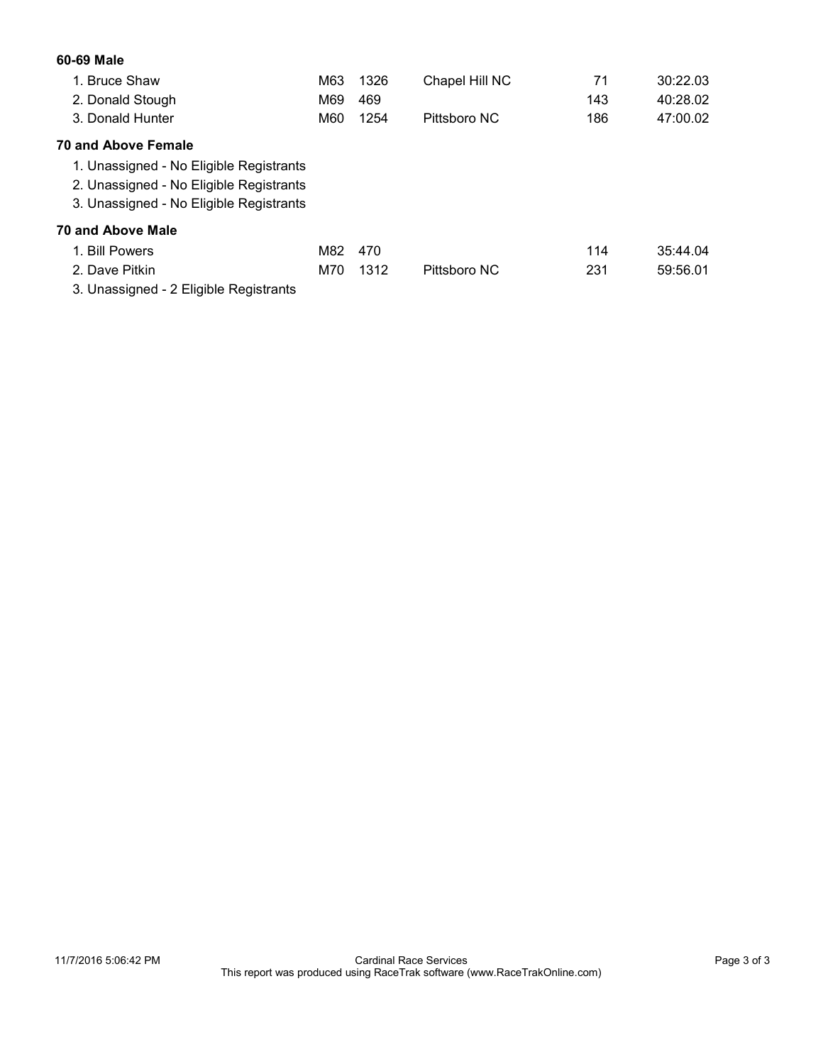**60-69 Male**

| | | | | | |
|---|---|---|---|---|---|
| 1. Bruce Shaw | M63 | 1326 | Chapel Hill NC | 71 | 30:22.03 |
| 2. Donald Stough | M69 | 469 | | 143 | 40:28.02 |
| 3. Donald Hunter | M60 | 1254 | Pittsboro NC | 186 | 47:00.02 |

**70 and Above Female**

1. Unassigned - No Eligible Registrants
2. Unassigned - No Eligible Registrants
3. Unassigned - No Eligible Registrants

**70 and Above Male**

| | | | | | |
|---|---|---|---|---|---|
| 1. Bill Powers | M82 | 470 | | 114 | 35:44.04 |
| 2. Dave Pitkin | M70 | 1312 | Pittsboro NC | 231 | 59:56.01 |
| 3. Unassigned - 2 Eligible Registrants | | | | | |

11/7/2016 5:06:42 PM

Cardinal Race Services
This report was produced using RaceTrak software (www.RaceTrakOnline.com)